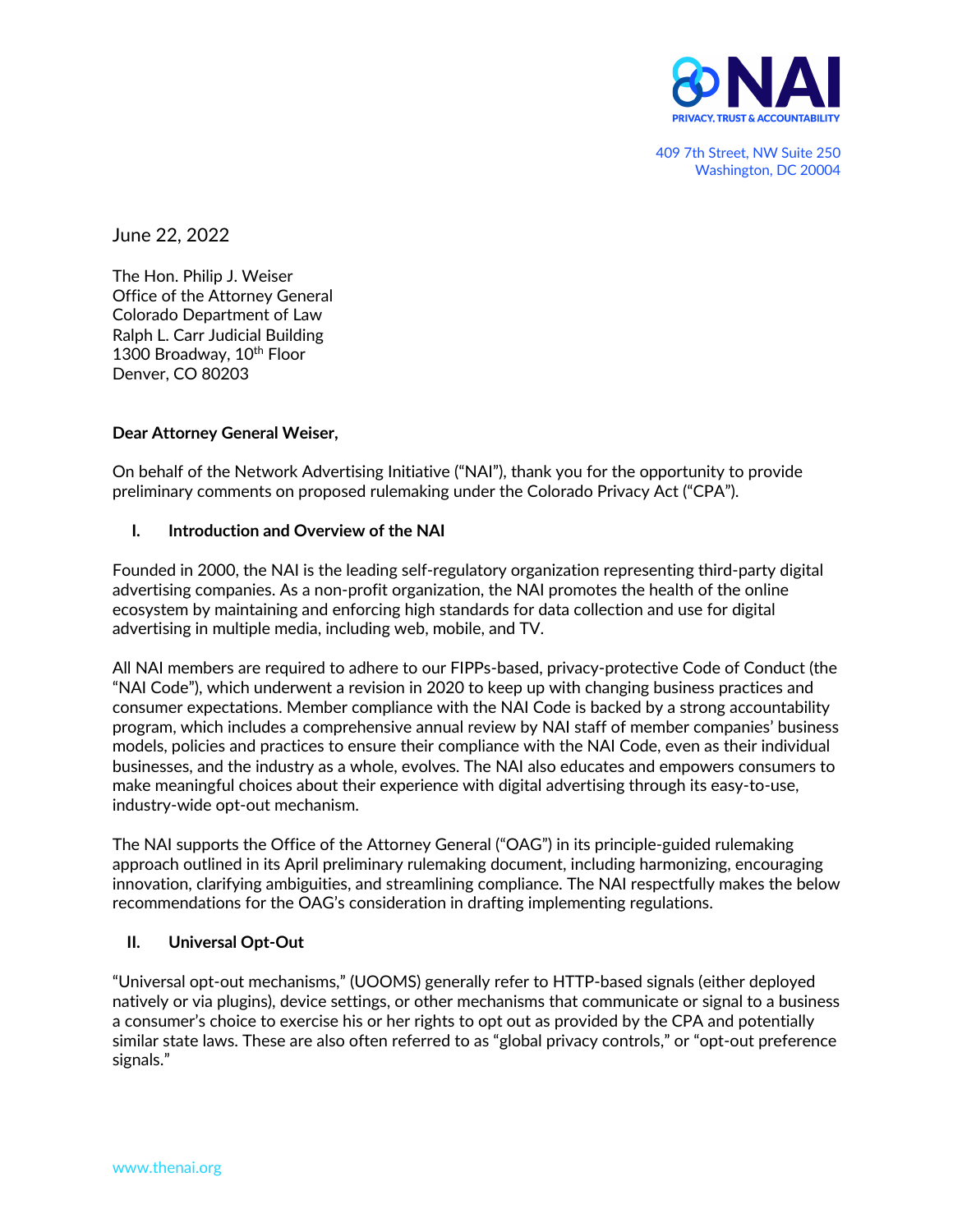NAI
PRIVACY, TRUST & ACCOUNTABILITY

409 7th Street, NW Suite 250
Washington, DC 20004

June 22, 2022

The Hon. Philip J. Weiser
Office of the Attorney General
Colorado Department of Law
Ralph L. Carr Judicial Building
1300 Broadway, 10th Floor
Denver, CO 80203

**Dear Attorney General Weiser,**

On behalf of the Network Advertising Initiative ("NAI"), thank you for the opportunity to provide preliminary comments on proposed rulemaking under the Colorado Privacy Act ("CPA").

## I. Introduction and Overview of the NAI

Founded in 2000, the NAI is the leading self-regulatory organization representing third-party digital advertising companies. As a non-profit organization, the NAI promotes the health of the online ecosystem by maintaining and enforcing high standards for data collection and use for digital advertising in multiple media, including web, mobile, and TV.

All NAI members are required to adhere to our FIPPs-based, privacy-protective Code of Conduct (the "NAI Code"), which underwent a revision in 2020 to keep up with changing business practices and consumer expectations. Member compliance with the NAI Code is backed by a strong accountability program, which includes a comprehensive annual review by NAI staff of member companies' business models, policies and practices to ensure their compliance with the NAI Code, even as their individual businesses, and the industry as a whole, evolves. The NAI also educates and empowers consumers to make meaningful choices about their experience with digital advertising through its easy-to-use, industry-wide opt-out mechanism.

The NAI supports the Office of the Attorney General ("OAG") in its principle-guided rulemaking approach outlined in its April preliminary rulemaking document, including harmonizing, encouraging innovation, clarifying ambiguities, and streamlining compliance. The NAI respectfully makes the below recommendations for the OAG's consideration in drafting implementing regulations.

## II. Universal Opt-Out

"Universal opt-out mechanisms," (UOOMS) generally refer to HTTP-based signals (either deployed natively or via plugins), device settings, or other mechanisms that communicate or signal to a business a consumer's choice to exercise his or her rights to opt out as provided by the CPA and potentially similar state laws. These are also often referred to as "global privacy controls," or "opt-out preference signals."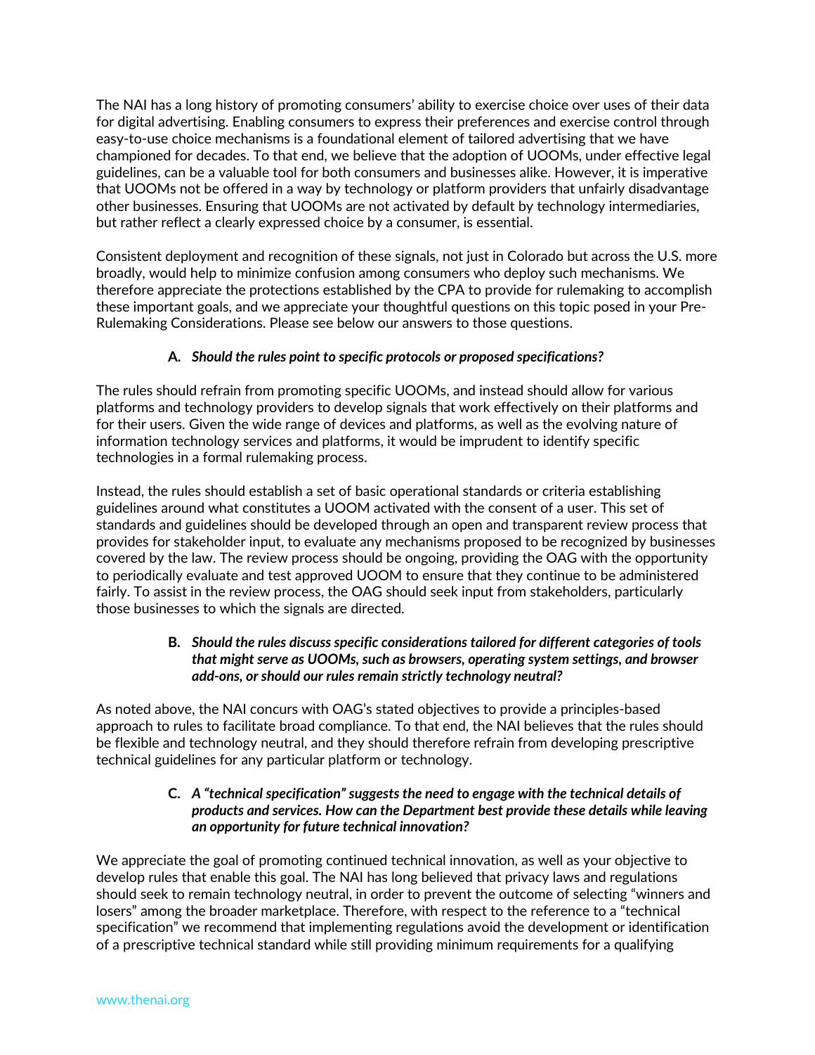The NAI has a long history of promoting consumers' ability to exercise choice over uses of their data for digital advertising. Enabling consumers to express their preferences and exercise control through easy-to-use choice mechanisms is a foundational element of tailored advertising that we have championed for decades. To that end, we believe that the adoption of UOOMs, under effective legal guidelines, can be a valuable tool for both consumers and businesses alike. However, it is imperative that UOOMs not be offered in a way by technology or platform providers that unfairly disadvantage other businesses. Ensuring that UOOMs are not activated by default by technology intermediaries, but rather reflect a clearly expressed choice by a consumer, is essential.

Consistent deployment and recognition of these signals, not just in Colorado but across the U.S. more broadly, would help to minimize confusion among consumers who deploy such mechanisms. We therefore appreciate the protections established by the CPA to provide for rulemaking to accomplish these important goals, and we appreciate your thoughtful questions on this topic posed in your Pre-Rulemaking Considerations. Please see below our answers to those questions.

**A. *Should the rules point to specific protocols or proposed specifications?***

The rules should refrain from promoting specific UOOMs, and instead should allow for various platforms and technology providers to develop signals that work effectively on their platforms and for their users. Given the wide range of devices and platforms, as well as the evolving nature of information technology services and platforms, it would be imprudent to identify specific technologies in a formal rulemaking process.

Instead, the rules should establish a set of basic operational standards or criteria establishing guidelines around what constitutes a UOOM activated with the consent of a user. This set of standards and guidelines should be developed through an open and transparent review process that provides for stakeholder input, to evaluate any mechanisms proposed to be recognized by businesses covered by the law. The review process should be ongoing, providing the OAG with the opportunity to periodically evaluate and test approved UOOM to ensure that they continue to be administered fairly. To assist in the review process, the OAG should seek input from stakeholders, particularly those businesses to which the signals are directed.

**B. *Should the rules discuss specific considerations tailored for different categories of tools that might serve as UOOMs, such as browsers, operating system settings, and browser add-ons, or should our rules remain strictly technology neutral?***

As noted above, the NAI concurs with OAG's stated objectives to provide a principles-based approach to rules to facilitate broad compliance. To that end, the NAI believes that the rules should be flexible and technology neutral, and they should therefore refrain from developing prescriptive technical guidelines for any particular platform or technology.

**C. *A "technical specification" suggests the need to engage with the technical details of products and services. How can the Department best provide these details while leaving an opportunity for future technical innovation?***

We appreciate the goal of promoting continued technical innovation, as well as your objective to develop rules that enable this goal. The NAI has long believed that privacy laws and regulations should seek to remain technology neutral, in order to prevent the outcome of selecting "winners and losers" among the broader marketplace. Therefore, with respect to the reference to a "technical specification" we recommend that implementing regulations avoid the development or identification of a prescriptive technical standard while still providing minimum requirements for a qualifying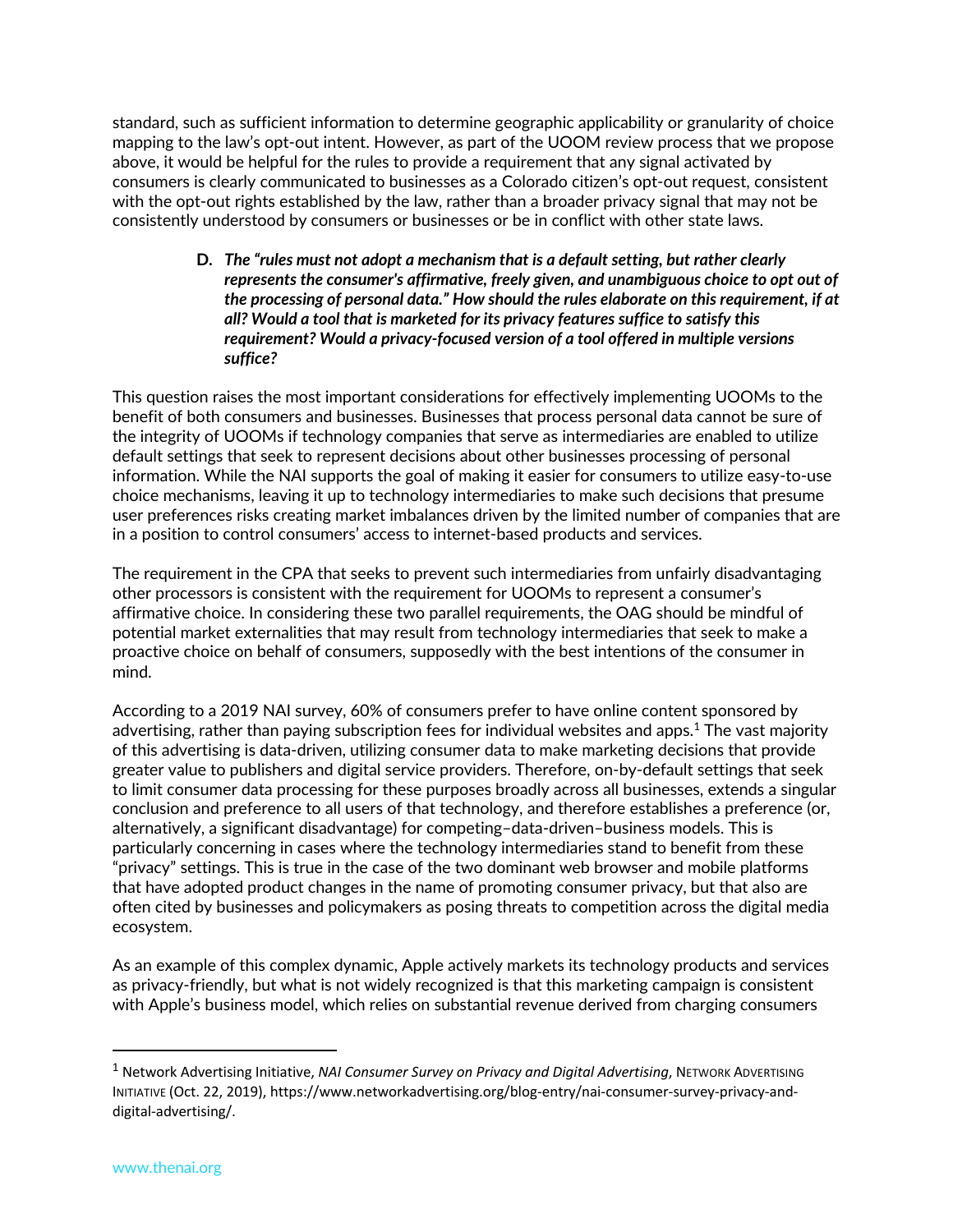standard, such as sufficient information to determine geographic applicability or granularity of choice mapping to the law's opt-out intent. However, as part of the UOOM review process that we propose above, it would be helpful for the rules to provide a requirement that any signal activated by consumers is clearly communicated to businesses as a Colorado citizen's opt-out request, consistent with the opt-out rights established by the law, rather than a broader privacy signal that may not be consistently understood by consumers or businesses or be in conflict with other state laws.

> **D. *The "rules must not adopt a mechanism that is a default setting, but rather clearly represents the consumer's affirmative, freely given, and unambiguous choice to opt out of the processing of personal data." How should the rules elaborate on this requirement, if at all? Would a tool that is marketed for its privacy features suffice to satisfy this requirement? Would a privacy-focused version of a tool offered in multiple versions suffice?***

This question raises the most important considerations for effectively implementing UOOMs to the benefit of both consumers and businesses. Businesses that process personal data cannot be sure of the integrity of UOOMs if technology companies that serve as intermediaries are enabled to utilize default settings that seek to represent decisions about other businesses processing of personal information. While the NAI supports the goal of making it easier for consumers to utilize easy-to-use choice mechanisms, leaving it up to technology intermediaries to make such decisions that presume user preferences risks creating market imbalances driven by the limited number of companies that are in a position to control consumers' access to internet-based products and services.

The requirement in the CPA that seeks to prevent such intermediaries from unfairly disadvantaging other processors is consistent with the requirement for UOOMs to represent a consumer's affirmative choice. In considering these two parallel requirements, the OAG should be mindful of potential market externalities that may result from technology intermediaries that seek to make a proactive choice on behalf of consumers, supposedly with the best intentions of the consumer in mind.

According to a 2019 NAI survey, 60% of consumers prefer to have online content sponsored by advertising, rather than paying subscription fees for individual websites and apps.[1] The vast majority of this advertising is data-driven, utilizing consumer data to make marketing decisions that provide greater value to publishers and digital service providers. Therefore, on-by-default settings that seek to limit consumer data processing for these purposes broadly across all businesses, extends a singular conclusion and preference to all users of that technology, and therefore establishes a preference (or, alternatively, a significant disadvantage) for competing–data-driven–business models. This is particularly concerning in cases where the technology intermediaries stand to benefit from these "privacy" settings. This is true in the case of the two dominant web browser and mobile platforms that have adopted product changes in the name of promoting consumer privacy, but that also are often cited by businesses and policymakers as posing threats to competition across the digital media ecosystem.

As an example of this complex dynamic, Apple actively markets its technology products and services as privacy-friendly, but what is not widely recognized is that this marketing campaign is consistent with Apple's business model, which relies on substantial revenue derived from charging consumers

---

[1] Network Advertising Initiative, *NAI Consumer Survey on Privacy and Digital Advertising*, NETWORK ADVERTISING INITIATIVE (Oct. 22, 2019), https://www.networkadvertising.org/blog-entry/nai-consumer-survey-privacy-and-digital-advertising/.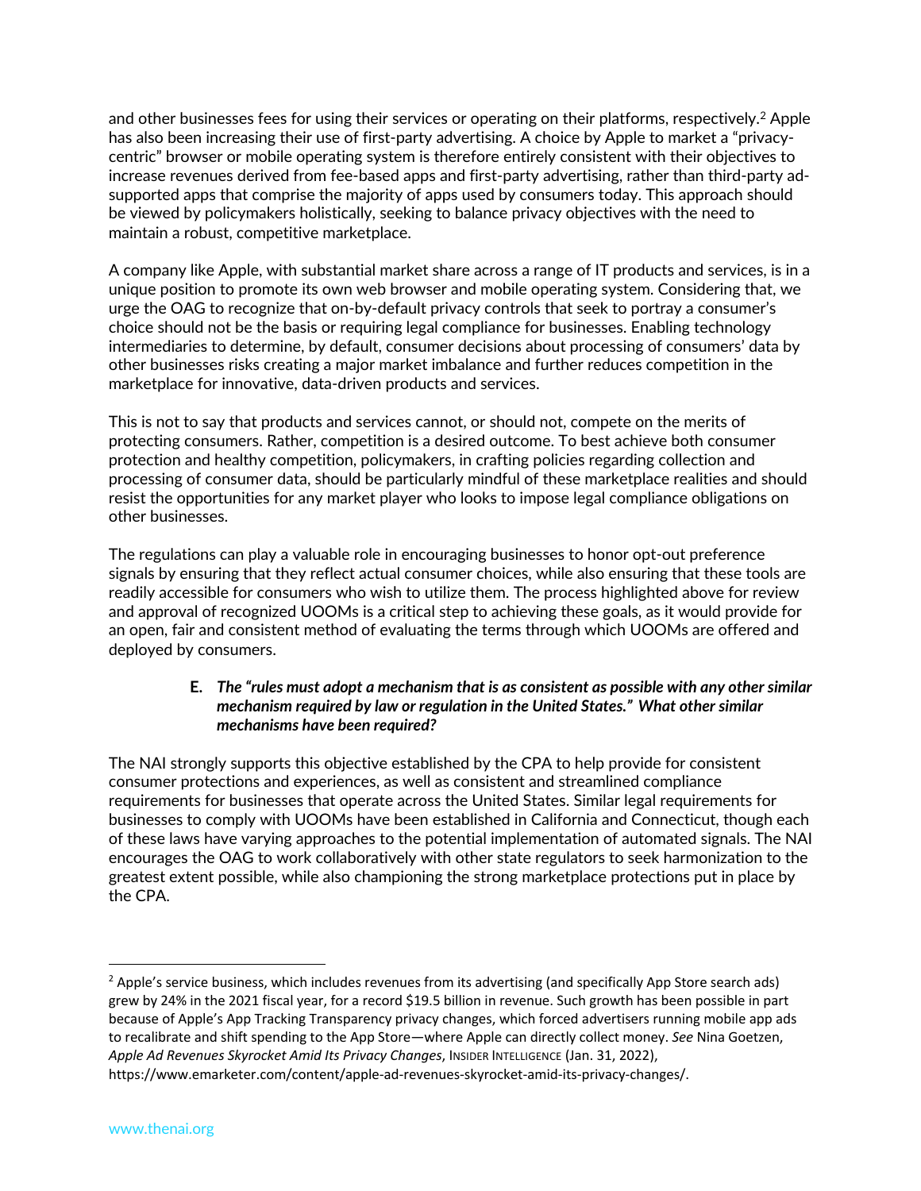and other businesses fees for using their services or operating on their platforms, respectively.[2] Apple has also been increasing their use of first-party advertising. A choice by Apple to market a "privacy-centric" browser or mobile operating system is therefore entirely consistent with their objectives to increase revenues derived from fee-based apps and first-party advertising, rather than third-party ad-supported apps that comprise the majority of apps used by consumers today. This approach should be viewed by policymakers holistically, seeking to balance privacy objectives with the need to maintain a robust, competitive marketplace.

A company like Apple, with substantial market share across a range of IT products and services, is in a unique position to promote its own web browser and mobile operating system. Considering that, we urge the OAG to recognize that on-by-default privacy controls that seek to portray a consumer's choice should not be the basis or requiring legal compliance for businesses. Enabling technology intermediaries to determine, by default, consumer decisions about processing of consumers' data by other businesses risks creating a major market imbalance and further reduces competition in the marketplace for innovative, data-driven products and services.

This is not to say that products and services cannot, or should not, compete on the merits of protecting consumers. Rather, competition is a desired outcome. To best achieve both consumer protection and healthy competition, policymakers, in crafting policies regarding collection and processing of consumer data, should be particularly mindful of these marketplace realities and should resist the opportunities for any market player who looks to impose legal compliance obligations on other businesses.

The regulations can play a valuable role in encouraging businesses to honor opt-out preference signals by ensuring that they reflect actual consumer choices, while also ensuring that these tools are readily accessible for consumers who wish to utilize them. The process highlighted above for review and approval of recognized UOOMs is a critical step to achieving these goals, as it would provide for an open, fair and consistent method of evaluating the terms through which UOOMs are offered and deployed by consumers.

### E. *The "rules must adopt a mechanism that is as consistent as possible with any other similar mechanism required by law or regulation in the United States." What other similar mechanisms have been required?*

The NAI strongly supports this objective established by the CPA to help provide for consistent consumer protections and experiences, as well as consistent and streamlined compliance requirements for businesses that operate across the United States. Similar legal requirements for businesses to comply with UOOMs have been established in California and Connecticut, though each of these laws have varying approaches to the potential implementation of automated signals. The NAI encourages the OAG to work collaboratively with other state regulators to seek harmonization to the greatest extent possible, while also championing the strong marketplace protections put in place by the CPA.

---

[2] Apple's service business, which includes revenues from its advertising (and specifically App Store search ads) grew by 24% in the 2021 fiscal year, for a record $19.5 billion in revenue. Such growth has been possible in part because of Apple's App Tracking Transparency privacy changes, which forced advertisers running mobile app ads to recalibrate and shift spending to the App Store—where Apple can directly collect money. *See* Nina Goetzen, *Apple Ad Revenues Skyrocket Amid Its Privacy Changes*, INSIDER INTELLIGENCE (Jan. 31, 2022), https://www.emarketer.com/content/apple-ad-revenues-skyrocket-amid-its-privacy-changes/.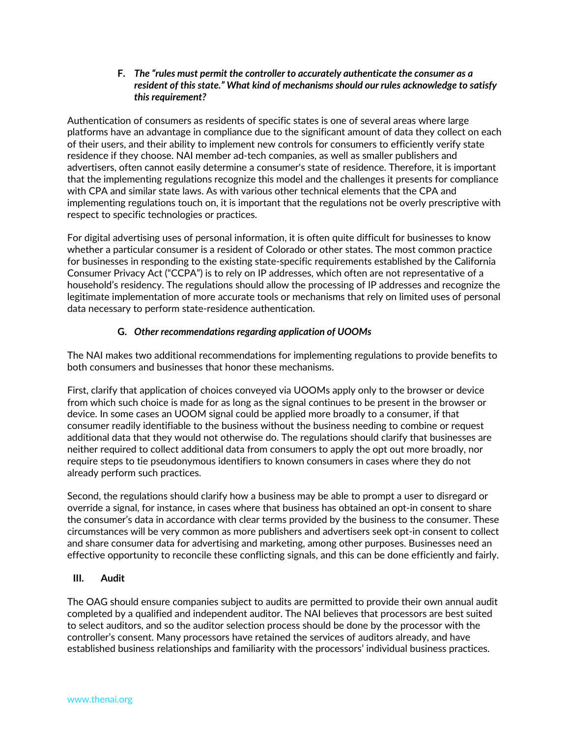### F. *The "rules must permit the controller to accurately authenticate the consumer as a resident of this state." What kind of mechanisms should our rules acknowledge to satisfy this requirement?*

Authentication of consumers as residents of specific states is one of several areas where large platforms have an advantage in compliance due to the significant amount of data they collect on each of their users, and their ability to implement new controls for consumers to efficiently verify state residence if they choose. NAI member ad-tech companies, as well as smaller publishers and advertisers, often cannot easily determine a consumer's state of residence. Therefore, it is important that the implementing regulations recognize this model and the challenges it presents for compliance with CPA and similar state laws. As with various other technical elements that the CPA and implementing regulations touch on, it is important that the regulations not be overly prescriptive with respect to specific technologies or practices.

For digital advertising uses of personal information, it is often quite difficult for businesses to know whether a particular consumer is a resident of Colorado or other states. The most common practice for businesses in responding to the existing state-specific requirements established by the California Consumer Privacy Act ("CCPA") is to rely on IP addresses, which often are not representative of a household's residency. The regulations should allow the processing of IP addresses and recognize the legitimate implementation of more accurate tools or mechanisms that rely on limited uses of personal data necessary to perform state-residence authentication.

### G. *Other recommendations regarding application of UOOMs*

The NAI makes two additional recommendations for implementing regulations to provide benefits to both consumers and businesses that honor these mechanisms.

First, clarify that application of choices conveyed via UOOMs apply only to the browser or device from which such choice is made for as long as the signal continues to be present in the browser or device. In some cases an UOOM signal could be applied more broadly to a consumer, if that consumer readily identifiable to the business without the business needing to combine or request additional data that they would not otherwise do. The regulations should clarify that businesses are neither required to collect additional data from consumers to apply the opt out more broadly, nor require steps to tie pseudonymous identifiers to known consumers in cases where they do not already perform such practices.

Second, the regulations should clarify how a business may be able to prompt a user to disregard or override a signal, for instance, in cases where that business has obtained an opt-in consent to share the consumer's data in accordance with clear terms provided by the business to the consumer. These circumstances will be very common as more publishers and advertisers seek opt-in consent to collect and share consumer data for advertising and marketing, among other purposes. Businesses need an effective opportunity to reconcile these conflicting signals, and this can be done efficiently and fairly.

## III. Audit

The OAG should ensure companies subject to audits are permitted to provide their own annual audit completed by a qualified and independent auditor. The NAI believes that processors are best suited to select auditors, and so the auditor selection process should be done by the processor with the controller's consent. Many processors have retained the services of auditors already, and have established business relationships and familiarity with the processors' individual business practices.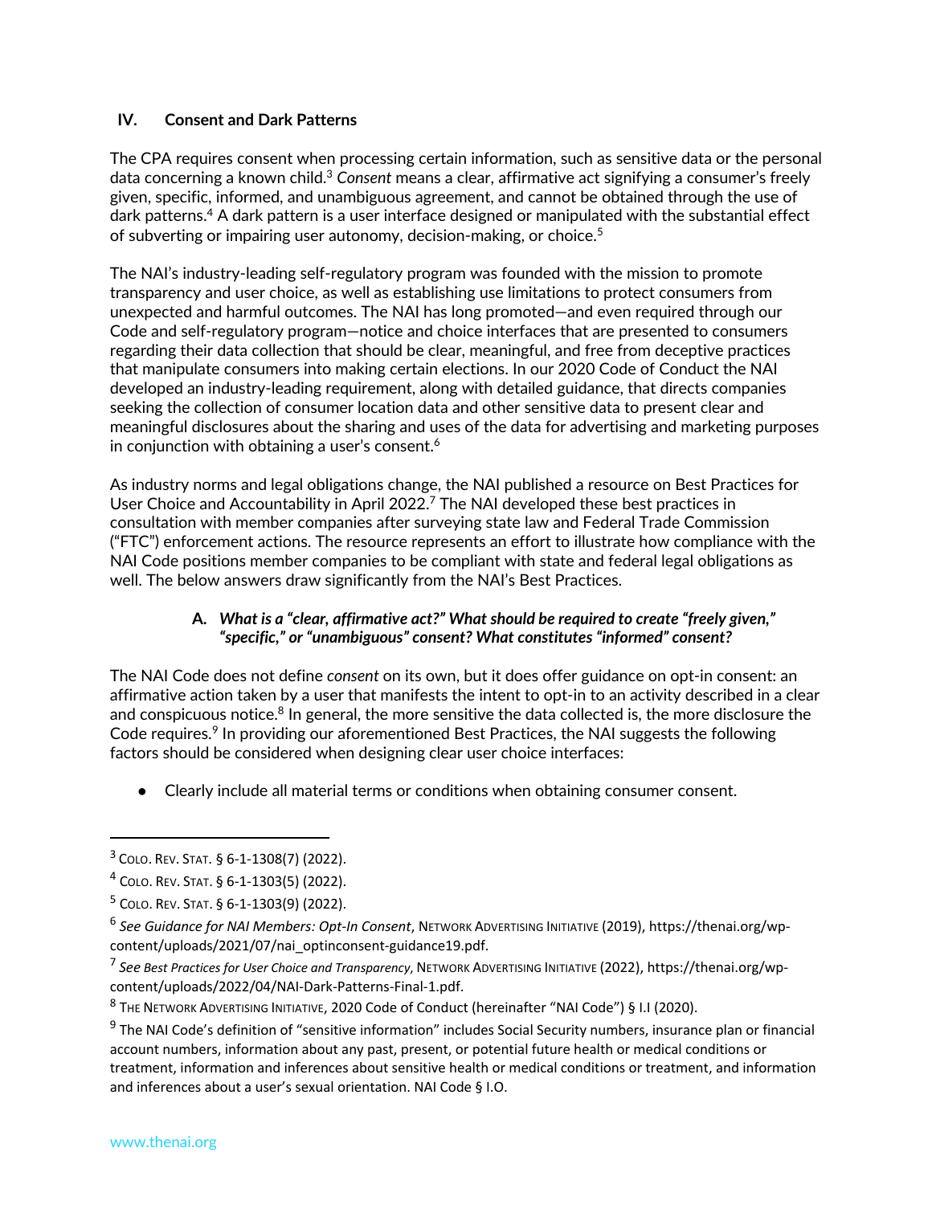## IV. Consent and Dark Patterns

The CPA requires consent when processing certain information, such as sensitive data or the personal data concerning a known child.[3] *Consent* means a clear, affirmative act signifying a consumer's freely given, specific, informed, and unambiguous agreement, and cannot be obtained through the use of dark patterns.[4] A dark pattern is a user interface designed or manipulated with the substantial effect of subverting or impairing user autonomy, decision-making, or choice.[5]

The NAI's industry-leading self-regulatory program was founded with the mission to promote transparency and user choice, as well as establishing use limitations to protect consumers from unexpected and harmful outcomes. The NAI has long promoted—and even required through our Code and self-regulatory program—notice and choice interfaces that are presented to consumers regarding their data collection that should be clear, meaningful, and free from deceptive practices that manipulate consumers into making certain elections. In our 2020 Code of Conduct the NAI developed an industry-leading requirement, along with detailed guidance, that directs companies seeking the collection of consumer location data and other sensitive data to present clear and meaningful disclosures about the sharing and uses of the data for advertising and marketing purposes in conjunction with obtaining a user's consent.[6]

As industry norms and legal obligations change, the NAI published a resource on Best Practices for User Choice and Accountability in April 2022.[7] The NAI developed these best practices in consultation with member companies after surveying state law and Federal Trade Commission ("FTC") enforcement actions. The resource represents an effort to illustrate how compliance with the NAI Code positions member companies to be compliant with state and federal legal obligations as well. The below answers draw significantly from the NAI's Best Practices.

### A. *What is a "clear, affirmative act?" What should be required to create "freely given," "specific," or "unambiguous" consent? What constitutes "informed" consent?*

The NAI Code does not define *consent* on its own, but it does offer guidance on opt-in consent: an affirmative action taken by a user that manifests the intent to opt-in to an activity described in a clear and conspicuous notice.[8] In general, the more sensitive the data collected is, the more disclosure the Code requires.[9] In providing our aforementioned Best Practices, the NAI suggests the following factors should be considered when designing clear user choice interfaces:

- Clearly include all material terms or conditions when obtaining consumer consent.

---

[3] COLO. REV. STAT. § 6-1-1308(7) (2022).

[4] COLO. REV. STAT. § 6-1-1303(5) (2022).

[5] COLO. REV. STAT. § 6-1-1303(9) (2022).

[6] *See Guidance for NAI Members: Opt-In Consent*, NETWORK ADVERTISING INITIATIVE (2019), https://thenai.org/wp-content/uploads/2021/07/nai_optinconsent-guidance19.pdf.

[7] *See Best Practices for User Choice and Transparency*, NETWORK ADVERTISING INITIATIVE (2022), https://thenai.org/wp-content/uploads/2022/04/NAI-Dark-Patterns-Final-1.pdf.

[8] THE NETWORK ADVERTISING INITIATIVE, 2020 Code of Conduct (hereinafter "NAI Code") § I.I (2020).

[9] The NAI Code's definition of "sensitive information" includes Social Security numbers, insurance plan or financial account numbers, information about any past, present, or potential future health or medical conditions or treatment, information and inferences about sensitive health or medical conditions or treatment, and information and inferences about a user's sexual orientation. NAI Code § I.O.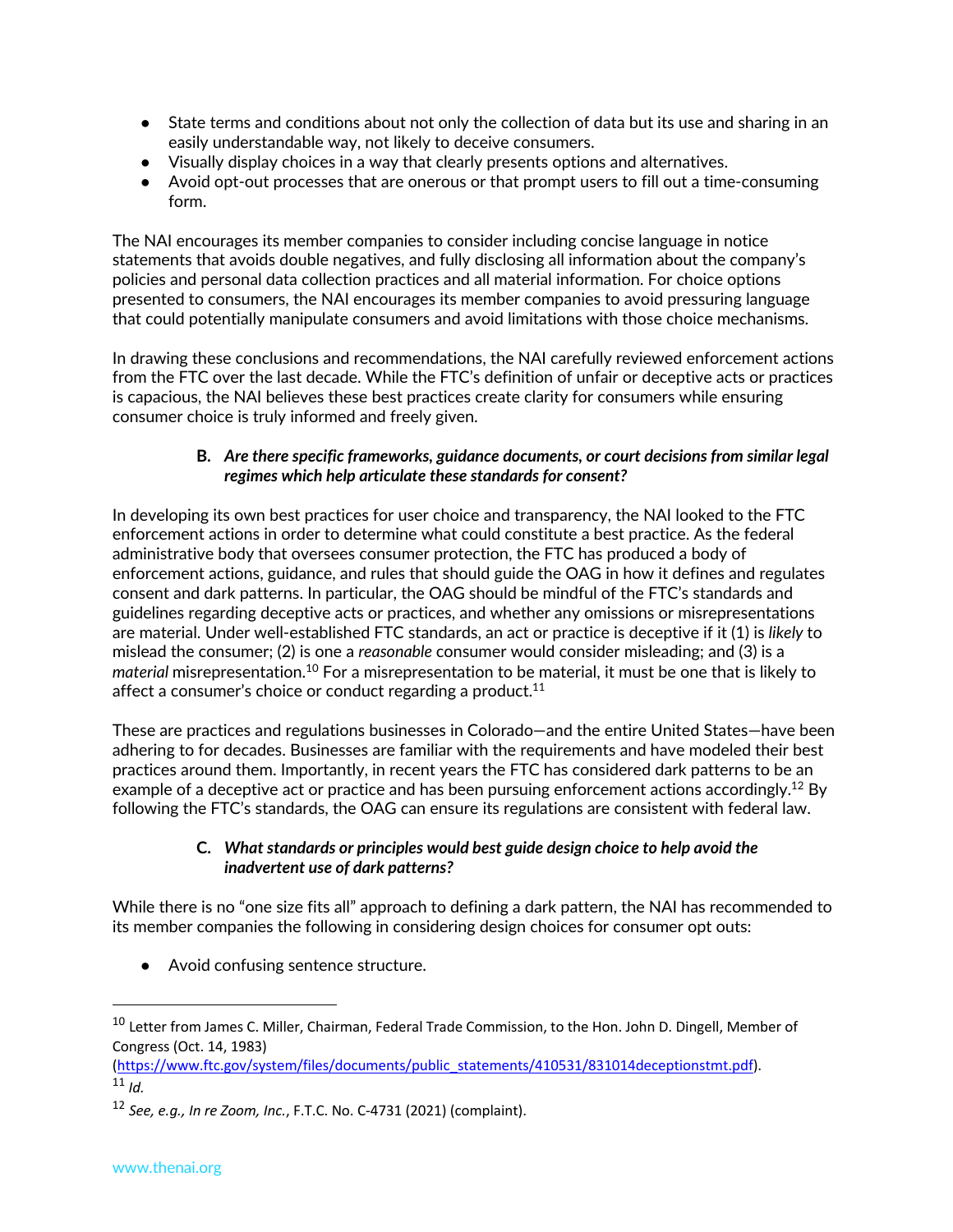- State terms and conditions about not only the collection of data but its use and sharing in an easily understandable way, not likely to deceive consumers.
- Visually display choices in a way that clearly presents options and alternatives.
- Avoid opt-out processes that are onerous or that prompt users to fill out a time-consuming form.

The NAI encourages its member companies to consider including concise language in notice statements that avoids double negatives, and fully disclosing all information about the company's policies and personal data collection practices and all material information. For choice options presented to consumers, the NAI encourages its member companies to avoid pressuring language that could potentially manipulate consumers and avoid limitations with those choice mechanisms.

In drawing these conclusions and recommendations, the NAI carefully reviewed enforcement actions from the FTC over the last decade. While the FTC's definition of unfair or deceptive acts or practices is capacious, the NAI believes these best practices create clarity for consumers while ensuring consumer choice is truly informed and freely given.

### B. *Are there specific frameworks, guidance documents, or court decisions from similar legal regimes which help articulate these standards for consent?*

In developing its own best practices for user choice and transparency, the NAI looked to the FTC enforcement actions in order to determine what could constitute a best practice. As the federal administrative body that oversees consumer protection, the FTC has produced a body of enforcement actions, guidance, and rules that should guide the OAG in how it defines and regulates consent and dark patterns. In particular, the OAG should be mindful of the FTC's standards and guidelines regarding deceptive acts or practices, and whether any omissions or misrepresentations are material. Under well-established FTC standards, an act or practice is deceptive if it (1) is *likely* to mislead the consumer; (2) is one a *reasonable* consumer would consider misleading; and (3) is a *material* misrepresentation.[10] For a misrepresentation to be material, it must be one that is likely to affect a consumer's choice or conduct regarding a product.[11]

These are practices and regulations businesses in Colorado—and the entire United States—have been adhering to for decades. Businesses are familiar with the requirements and have modeled their best practices around them. Importantly, in recent years the FTC has considered dark patterns to be an example of a deceptive act or practice and has been pursuing enforcement actions accordingly.[12] By following the FTC's standards, the OAG can ensure its regulations are consistent with federal law.

### C. *What standards or principles would best guide design choice to help avoid the inadvertent use of dark patterns?*

While there is no "one size fits all" approach to defining a dark pattern, the NAI has recommended to its member companies the following in considering design choices for consumer opt outs:

- Avoid confusing sentence structure.

---

[10] Letter from James C. Miller, Chairman, Federal Trade Commission, to the Hon. John D. Dingell, Member of Congress (Oct. 14, 1983) (https://www.ftc.gov/system/files/documents/public_statements/410531/831014deceptionstmt.pdf).

[11] *Id.*

[12] *See, e.g., In re Zoom, Inc.*, F.T.C. No. C-4731 (2021) (complaint).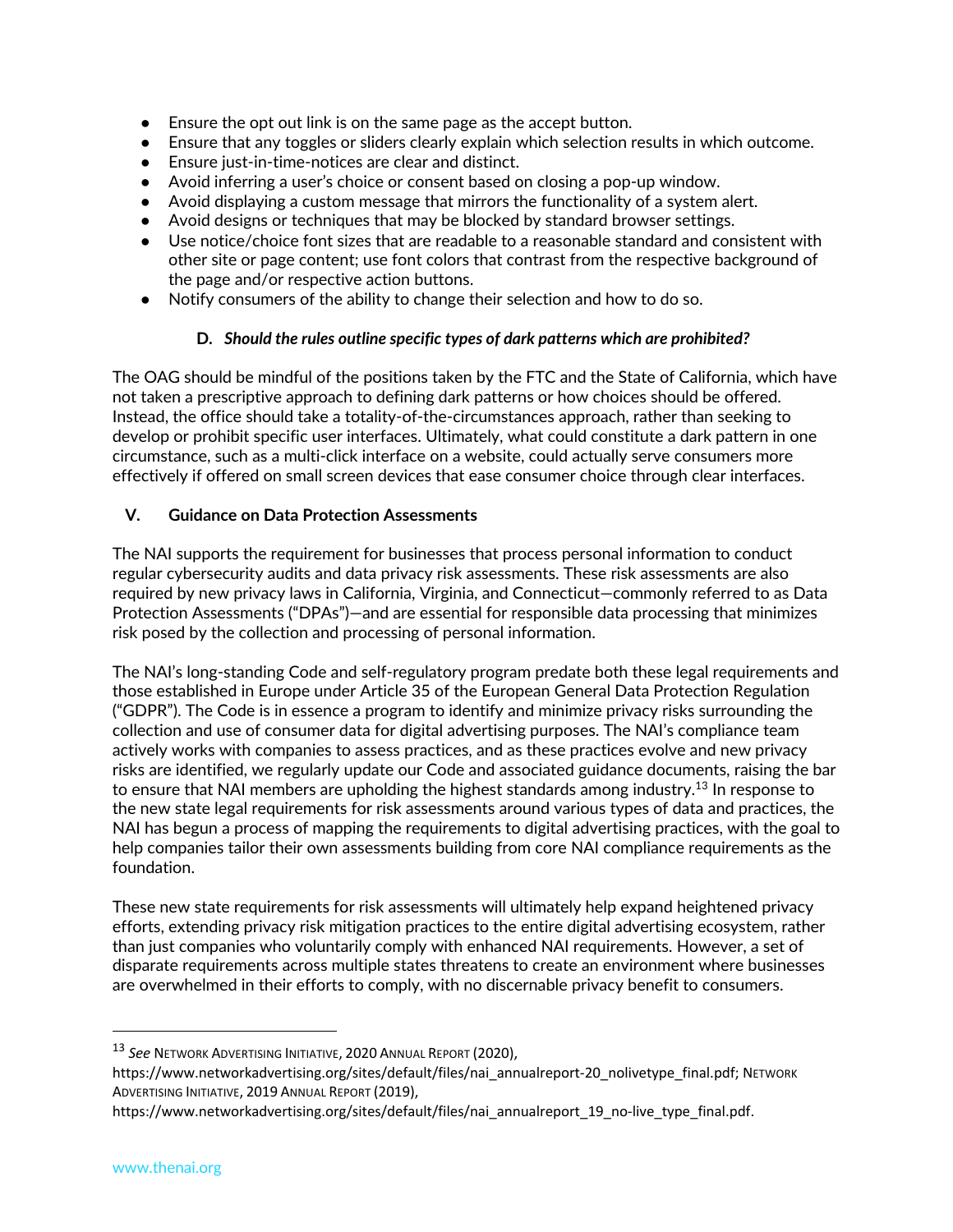- Ensure the opt out link is on the same page as the accept button.
- Ensure that any toggles or sliders clearly explain which selection results in which outcome.
- Ensure just-in-time-notices are clear and distinct.
- Avoid inferring a user's choice or consent based on closing a pop-up window.
- Avoid displaying a custom message that mirrors the functionality of a system alert.
- Avoid designs or techniques that may be blocked by standard browser settings.
- Use notice/choice font sizes that are readable to a reasonable standard and consistent with other site or page content; use font colors that contrast from the respective background of the page and/or respective action buttons.
- Notify consumers of the ability to change their selection and how to do so.

### D. *Should the rules outline specific types of dark patterns which are prohibited?*

The OAG should be mindful of the positions taken by the FTC and the State of California, which have not taken a prescriptive approach to defining dark patterns or how choices should be offered. Instead, the office should take a totality-of-the-circumstances approach, rather than seeking to develop or prohibit specific user interfaces. Ultimately, what could constitute a dark pattern in one circumstance, such as a multi-click interface on a website, could actually serve consumers more effectively if offered on small screen devices that ease consumer choice through clear interfaces.

## V. Guidance on Data Protection Assessments

The NAI supports the requirement for businesses that process personal information to conduct regular cybersecurity audits and data privacy risk assessments. These risk assessments are also required by new privacy laws in California, Virginia, and Connecticut—commonly referred to as Data Protection Assessments ("DPAs")—and are essential for responsible data processing that minimizes risk posed by the collection and processing of personal information.

The NAI's long-standing Code and self-regulatory program predate both these legal requirements and those established in Europe under Article 35 of the European General Data Protection Regulation ("GDPR"). The Code is in essence a program to identify and minimize privacy risks surrounding the collection and use of consumer data for digital advertising purposes. The NAI's compliance team actively works with companies to assess practices, and as these practices evolve and new privacy risks are identified, we regularly update our Code and associated guidance documents, raising the bar to ensure that NAI members are upholding the highest standards among industry.[13] In response to the new state legal requirements for risk assessments around various types of data and practices, the NAI has begun a process of mapping the requirements to digital advertising practices, with the goal to help companies tailor their own assessments building from core NAI compliance requirements as the foundation.

These new state requirements for risk assessments will ultimately help expand heightened privacy efforts, extending privacy risk mitigation practices to the entire digital advertising ecosystem, rather than just companies who voluntarily comply with enhanced NAI requirements. However, a set of disparate requirements across multiple states threatens to create an environment where businesses are overwhelmed in their efforts to comply, with no discernable privacy benefit to consumers.

---

[13] *See* NETWORK ADVERTISING INITIATIVE, 2020 ANNUAL REPORT (2020), https://www.networkadvertising.org/sites/default/files/nai_annualreport-20_nolivetype_final.pdf; NETWORK ADVERTISING INITIATIVE, 2019 ANNUAL REPORT (2019), https://www.networkadvertising.org/sites/default/files/nai_annualreport_19_no-live_type_final.pdf.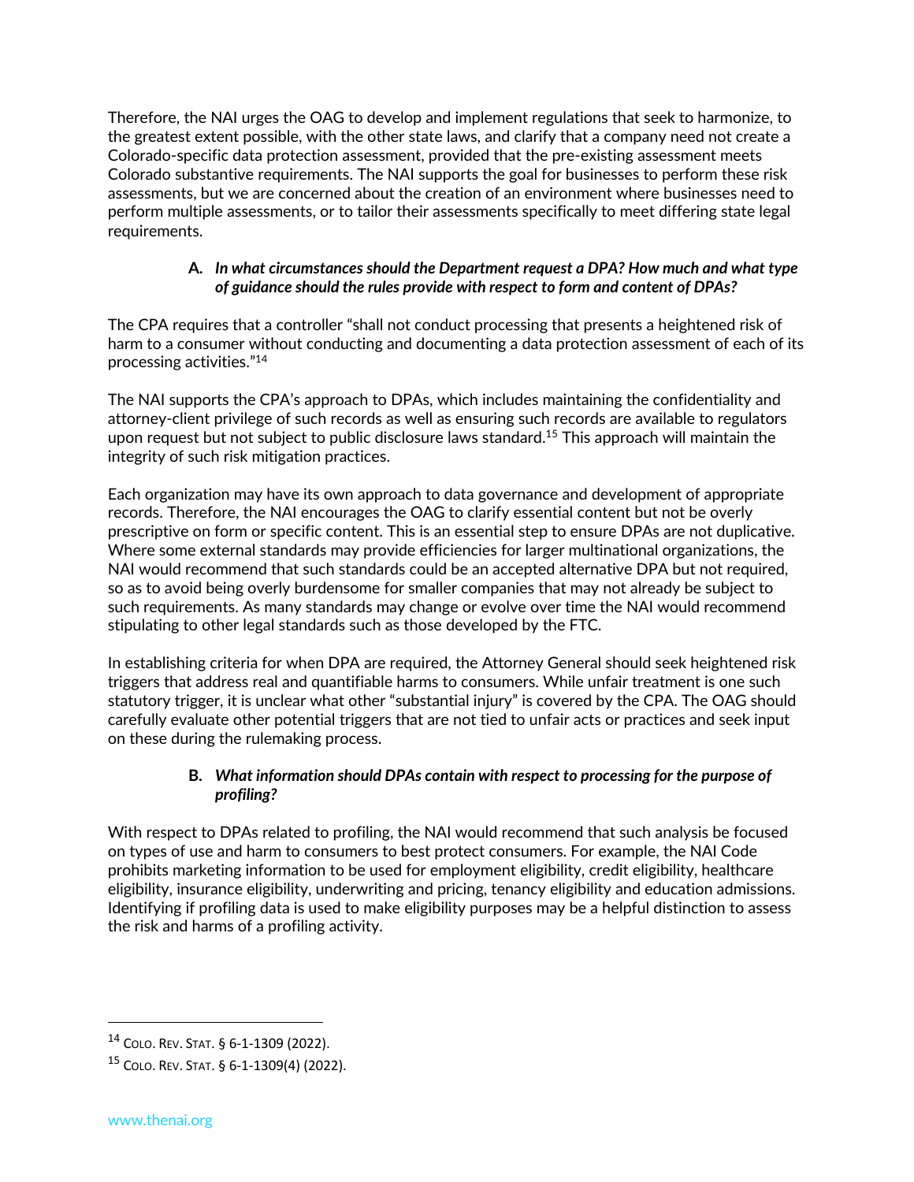Therefore, the NAI urges the OAG to develop and implement regulations that seek to harmonize, to the greatest extent possible, with the other state laws, and clarify that a company need not create a Colorado-specific data protection assessment, provided that the pre-existing assessment meets Colorado substantive requirements. The NAI supports the goal for businesses to perform these risk assessments, but we are concerned about the creation of an environment where businesses need to perform multiple assessments, or to tailor their assessments specifically to meet differing state legal requirements.

### A. *In what circumstances should the Department request a DPA? How much and what type of guidance should the rules provide with respect to form and content of DPAs?*

The CPA requires that a controller "shall not conduct processing that presents a heightened risk of harm to a consumer without conducting and documenting a data protection assessment of each of its processing activities."[14]

The NAI supports the CPA's approach to DPAs, which includes maintaining the confidentiality and attorney-client privilege of such records as well as ensuring such records are available to regulators upon request but not subject to public disclosure laws standard.[15] This approach will maintain the integrity of such risk mitigation practices.

Each organization may have its own approach to data governance and development of appropriate records. Therefore, the NAI encourages the OAG to clarify essential content but not be overly prescriptive on form or specific content. This is an essential step to ensure DPAs are not duplicative. Where some external standards may provide efficiencies for larger multinational organizations, the NAI would recommend that such standards could be an accepted alternative DPA but not required, so as to avoid being overly burdensome for smaller companies that may not already be subject to such requirements. As many standards may change or evolve over time the NAI would recommend stipulating to other legal standards such as those developed by the FTC.

In establishing criteria for when DPA are required, the Attorney General should seek heightened risk triggers that address real and quantifiable harms to consumers. While unfair treatment is one such statutory trigger, it is unclear what other "substantial injury" is covered by the CPA. The OAG should carefully evaluate other potential triggers that are not tied to unfair acts or practices and seek input on these during the rulemaking process.

### B. *What information should DPAs contain with respect to processing for the purpose of profiling?*

With respect to DPAs related to profiling, the NAI would recommend that such analysis be focused on types of use and harm to consumers to best protect consumers. For example, the NAI Code prohibits marketing information to be used for employment eligibility, credit eligibility, healthcare eligibility, insurance eligibility, underwriting and pricing, tenancy eligibility and education admissions. Identifying if profiling data is used to make eligibility purposes may be a helpful distinction to assess the risk and harms of a profiling activity.

---

[14] Colo. Rev. Stat. § 6-1-1309 (2022).

[15] Colo. Rev. Stat. § 6-1-1309(4) (2022).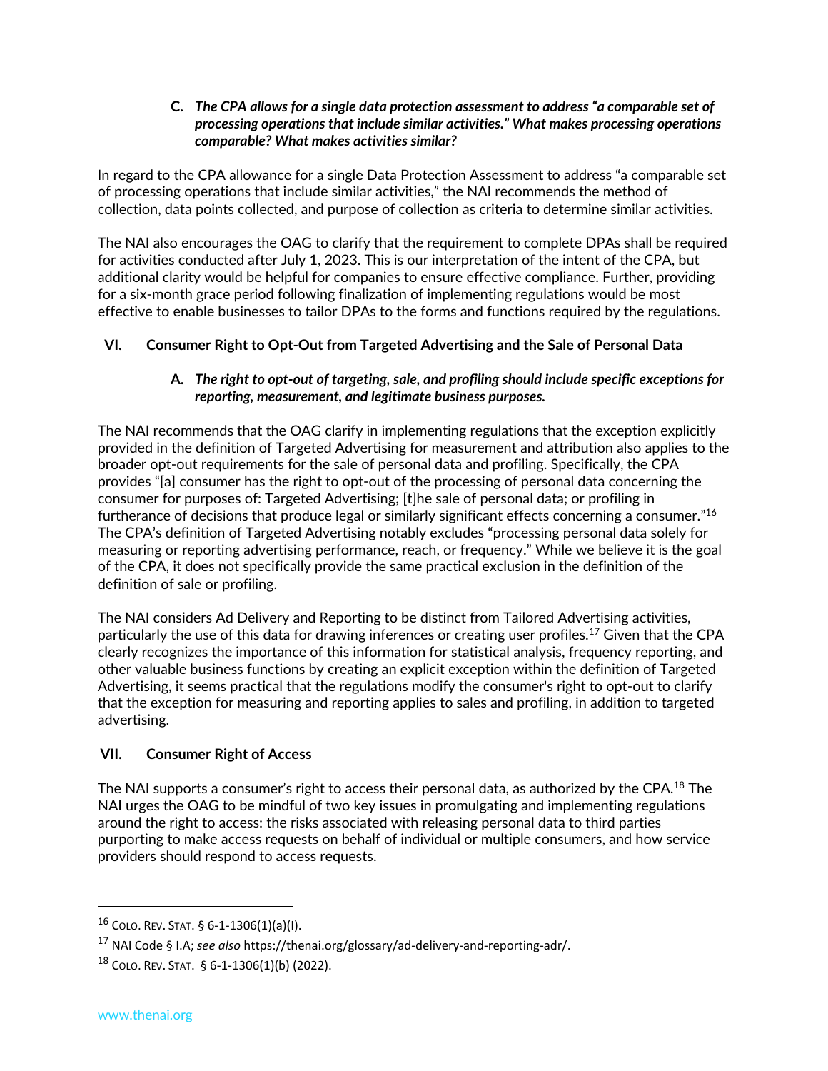### C. *The CPA allows for a single data protection assessment to address "a comparable set of processing operations that include similar activities." What makes processing operations comparable? What makes activities similar?*

In regard to the CPA allowance for a single Data Protection Assessment to address "a comparable set of processing operations that include similar activities," the NAI recommends the method of collection, data points collected, and purpose of collection as criteria to determine similar activities.

The NAI also encourages the OAG to clarify that the requirement to complete DPAs shall be required for activities conducted after July 1, 2023. This is our interpretation of the intent of the CPA, but additional clarity would be helpful for companies to ensure effective compliance. Further, providing for a six-month grace period following finalization of implementing regulations would be most effective to enable businesses to tailor DPAs to the forms and functions required by the regulations.

## VI. Consumer Right to Opt-Out from Targeted Advertising and the Sale of Personal Data

### A. *The right to opt-out of targeting, sale, and profiling should include specific exceptions for reporting, measurement, and legitimate business purposes.*

The NAI recommends that the OAG clarify in implementing regulations that the exception explicitly provided in the definition of Targeted Advertising for measurement and attribution also applies to the broader opt-out requirements for the sale of personal data and profiling. Specifically, the CPA provides "[a] consumer has the right to opt-out of the processing of personal data concerning the consumer for purposes of: Targeted Advertising; [t]he sale of personal data; or profiling in furtherance of decisions that produce legal or similarly significant effects concerning a consumer."[16] The CPA's definition of Targeted Advertising notably excludes "processing personal data solely for measuring or reporting advertising performance, reach, or frequency." While we believe it is the goal of the CPA, it does not specifically provide the same practical exclusion in the definition of the definition of sale or profiling.

The NAI considers Ad Delivery and Reporting to be distinct from Tailored Advertising activities, particularly the use of this data for drawing inferences or creating user profiles.[17] Given that the CPA clearly recognizes the importance of this information for statistical analysis, frequency reporting, and other valuable business functions by creating an explicit exception within the definition of Targeted Advertising, it seems practical that the regulations modify the consumer's right to opt-out to clarify that the exception for measuring and reporting applies to sales and profiling, in addition to targeted advertising.

## VII. Consumer Right of Access

The NAI supports a consumer's right to access their personal data, as authorized by the CPA.[18] The NAI urges the OAG to be mindful of two key issues in promulgating and implementing regulations around the right to access: the risks associated with releasing personal data to third parties purporting to make access requests on behalf of individual or multiple consumers, and how service providers should respond to access requests.

---

[16] COLO. REV. STAT. § 6-1-1306(1)(a)(I).

[17] NAI Code § I.A; *see also* https://thenai.org/glossary/ad-delivery-and-reporting-adr/.

[18] COLO. REV. STAT. § 6-1-1306(1)(b) (2022).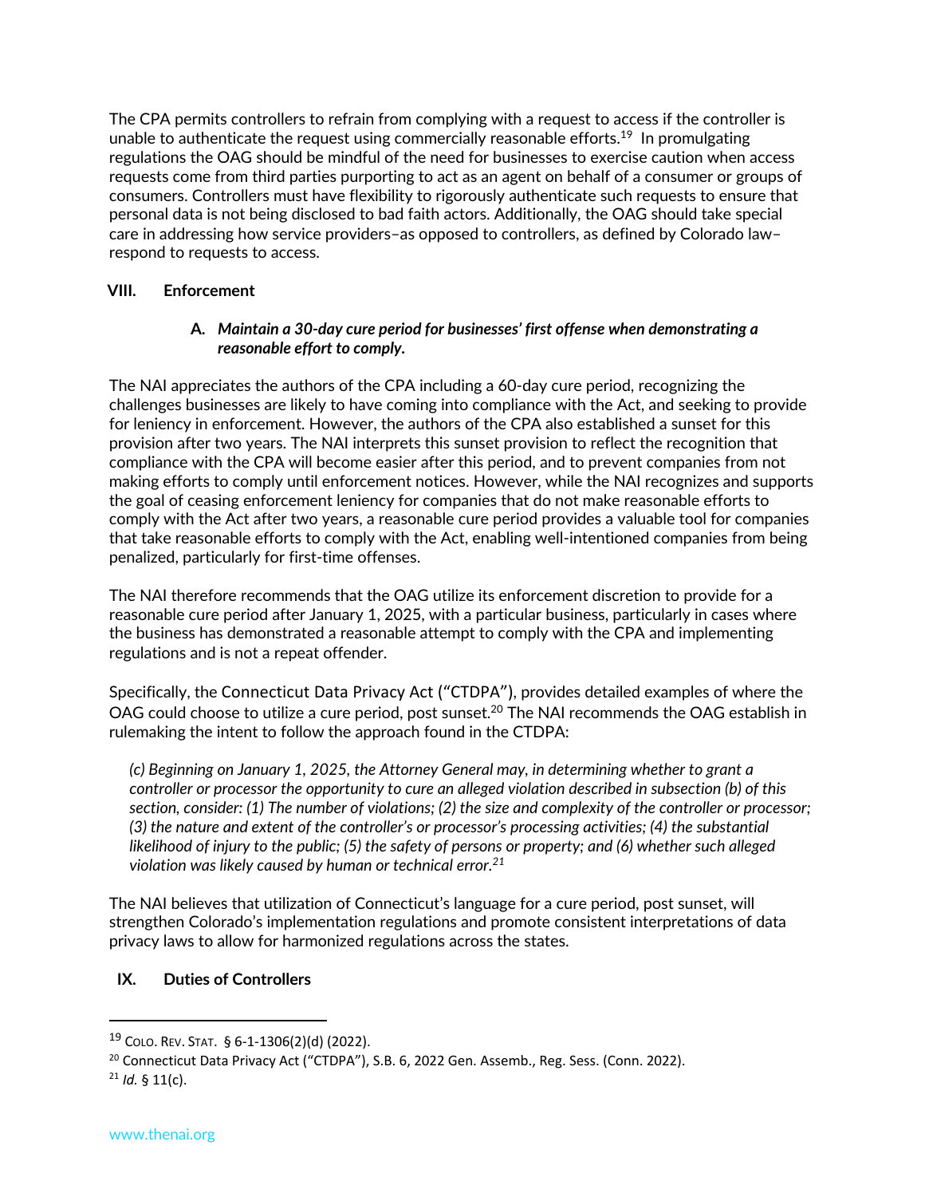The CPA permits controllers to refrain from complying with a request to access if the controller is unable to authenticate the request using commercially reasonable efforts.[19] In promulgating regulations the OAG should be mindful of the need for businesses to exercise caution when access requests come from third parties purporting to act as an agent on behalf of a consumer or groups of consumers. Controllers must have flexibility to rigorously authenticate such requests to ensure that personal data is not being disclosed to bad faith actors. Additionally, the OAG should take special care in addressing how service providers–as opposed to controllers, as defined by Colorado law–respond to requests to access.

## VIII. Enforcement

### A. *Maintain a 30-day cure period for businesses' first offense when demonstrating a reasonable effort to comply.*

The NAI appreciates the authors of the CPA including a 60-day cure period, recognizing the challenges businesses are likely to have coming into compliance with the Act, and seeking to provide for leniency in enforcement. However, the authors of the CPA also established a sunset for this provision after two years. The NAI interprets this sunset provision to reflect the recognition that compliance with the CPA will become easier after this period, and to prevent companies from not making efforts to comply until enforcement notices. However, while the NAI recognizes and supports the goal of ceasing enforcement leniency for companies that do not make reasonable efforts to comply with the Act after two years, a reasonable cure period provides a valuable tool for companies that take reasonable efforts to comply with the Act, enabling well-intentioned companies from being penalized, particularly for first-time offenses.

The NAI therefore recommends that the OAG utilize its enforcement discretion to provide for a reasonable cure period after January 1, 2025, with a particular business, particularly in cases where the business has demonstrated a reasonable attempt to comply with the CPA and implementing regulations and is not a repeat offender.

Specifically, the Connecticut Data Privacy Act ("CTDPA"), provides detailed examples of where the OAG could choose to utilize a cure period, post sunset.[20] The NAI recommends the OAG establish in rulemaking the intent to follow the approach found in the CTDPA:

> *(c) Beginning on January 1, 2025, the Attorney General may, in determining whether to grant a controller or processor the opportunity to cure an alleged violation described in subsection (b) of this section, consider: (1) The number of violations; (2) the size and complexity of the controller or processor; (3) the nature and extent of the controller's or processor's processing activities; (4) the substantial likelihood of injury to the public; (5) the safety of persons or property; and (6) whether such alleged violation was likely caused by human or technical error.*[21]

The NAI believes that utilization of Connecticut's language for a cure period, post sunset, will strengthen Colorado's implementation regulations and promote consistent interpretations of data privacy laws to allow for harmonized regulations across the states.

## IX. Duties of Controllers

---

[19] Colo. Rev. Stat. § 6-1-1306(2)(d) (2022).

[20] Connecticut Data Privacy Act ("CTDPA"), S.B. 6, 2022 Gen. Assemb., Reg. Sess. (Conn. 2022).

[21] *Id.* § 11(c).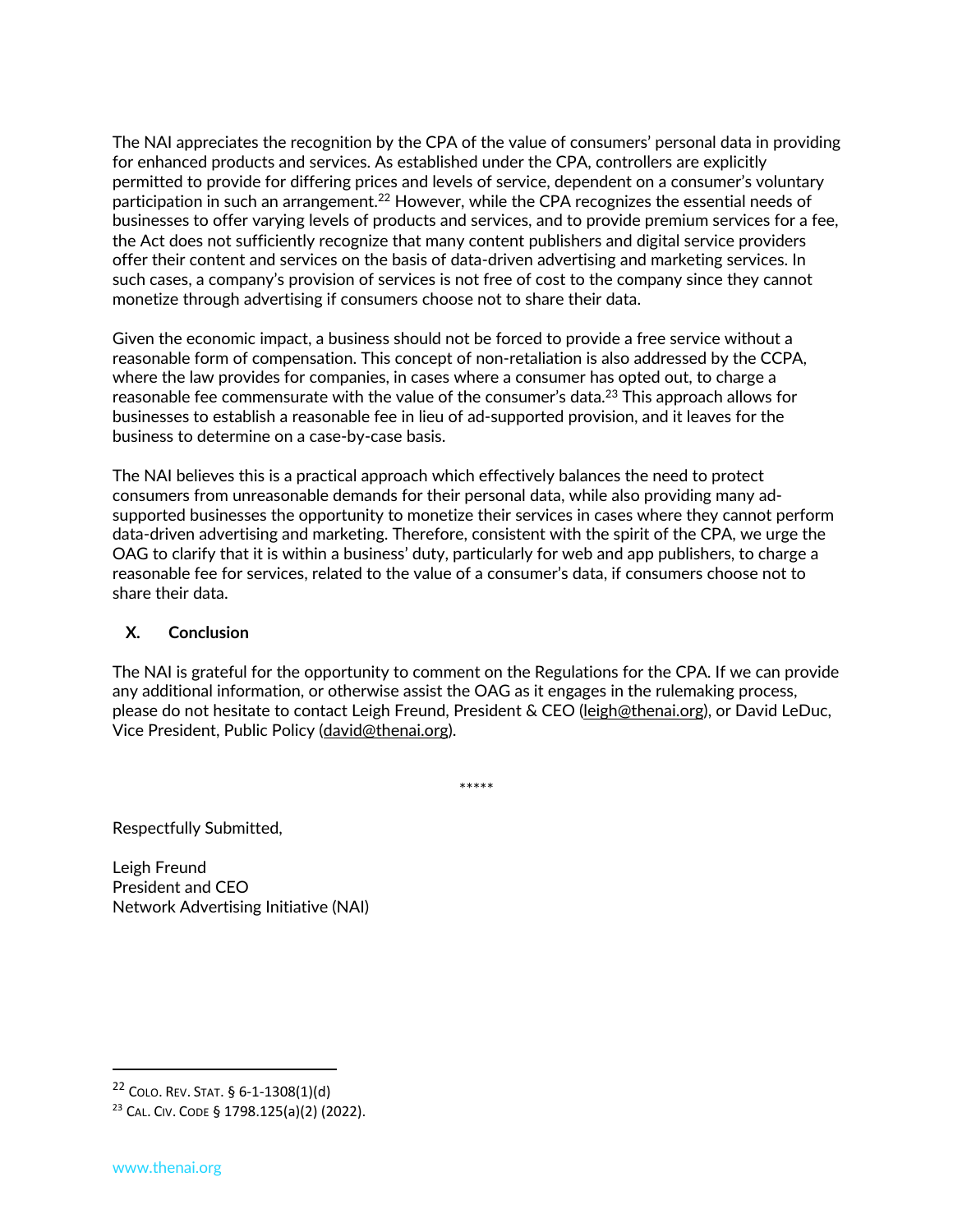The NAI appreciates the recognition by the CPA of the value of consumers' personal data in providing for enhanced products and services. As established under the CPA, controllers are explicitly permitted to provide for differing prices and levels of service, dependent on a consumer's voluntary participation in such an arrangement.[22] However, while the CPA recognizes the essential needs of businesses to offer varying levels of products and services, and to provide premium services for a fee, the Act does not sufficiently recognize that many content publishers and digital service providers offer their content and services on the basis of data-driven advertising and marketing services. In such cases, a company's provision of services is not free of cost to the company since they cannot monetize through advertising if consumers choose not to share their data.

Given the economic impact, a business should not be forced to provide a free service without a reasonable form of compensation. This concept of non-retaliation is also addressed by the CCPA, where the law provides for companies, in cases where a consumer has opted out, to charge a reasonable fee commensurate with the value of the consumer's data.[23] This approach allows for businesses to establish a reasonable fee in lieu of ad-supported provision, and it leaves for the business to determine on a case-by-case basis.

The NAI believes this is a practical approach which effectively balances the need to protect consumers from unreasonable demands for their personal data, while also providing many ad-supported businesses the opportunity to monetize their services in cases where they cannot perform data-driven advertising and marketing. Therefore, consistent with the spirit of the CPA, we urge the OAG to clarify that it is within a business' duty, particularly for web and app publishers, to charge a reasonable fee for services, related to the value of a consumer's data, if consumers choose not to share their data.

## X. Conclusion

The NAI is grateful for the opportunity to comment on the Regulations for the CPA. If we can provide any additional information, or otherwise assist the OAG as it engages in the rulemaking process, please do not hesitate to contact Leigh Freund, President & CEO (leigh@thenai.org), or David LeDuc, Vice President, Public Policy (david@thenai.org).

*****

Respectfully Submitted,

Leigh Freund
President and CEO
Network Advertising Initiative (NAI)

---

[22] Colo. Rev. Stat. § 6-1-1308(1)(d)

[23] Cal. Civ. Code § 1798.125(a)(2) (2022).